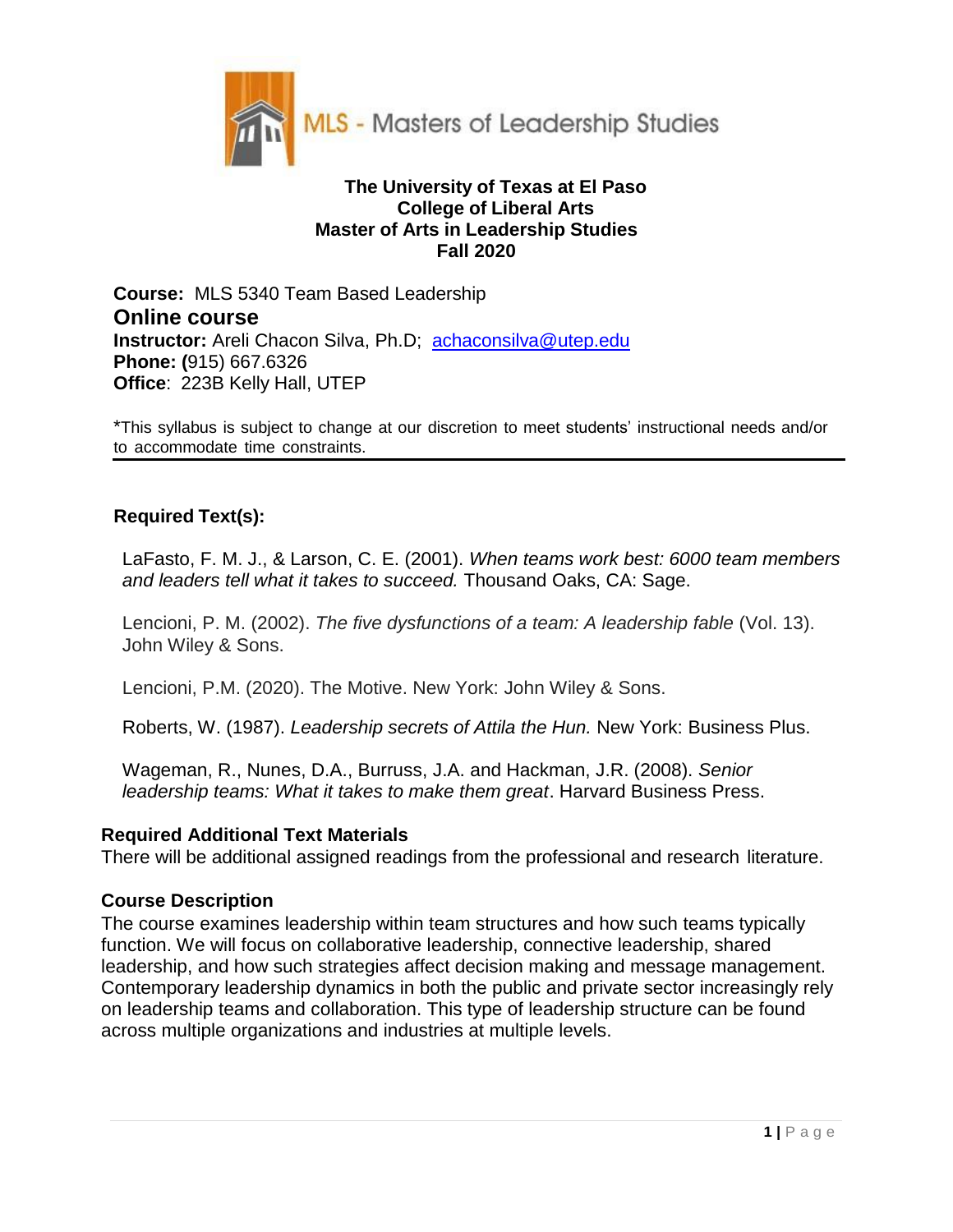MLS - Masters of Leadership Studies

**The University of Texas at El Paso**
**College of Liberal Arts**
**Master of Arts in Leadership Studies**
**Fall 2020**

**Course:** MLS 5340 Team Based Leadership
**Online course**
**Instructor:** Areli Chacon Silva, Ph.D; achaconsilva@utep.edu
**Phone: (**915) 667.6326
**Office**: 223B Kelly Hall, UTEP

*This syllabus is subject to change at our discretion to meet students' instructional needs and/or to accommodate time constraints.

---

### Required Text(s):

LaFasto, F. M. J., & Larson, C. E. (2001). *When teams work best: 6000 team members and leaders tell what it takes to succeed.* Thousand Oaks, CA: Sage.

Lencioni, P. M. (2002). *The five dysfunctions of a team: A leadership fable* (Vol. 13). John Wiley & Sons.

Lencioni, P.M. (2020). The Motive. New York: John Wiley & Sons.

Roberts, W. (1987). *Leadership secrets of Attila the Hun.* New York: Business Plus.

Wageman, R., Nunes, D.A., Burruss, J.A. and Hackman, J.R. (2008). *Senior leadership teams: What it takes to make them great*. Harvard Business Press.

### Required Additional Text Materials

There will be additional assigned readings from the professional and research literature.

### Course Description

The course examines leadership within team structures and how such teams typically function. We will focus on collaborative leadership, connective leadership, shared leadership, and how such strategies affect decision making and message management. Contemporary leadership dynamics in both the public and private sector increasingly rely on leadership teams and collaboration. This type of leadership structure can be found across multiple organizations and industries at multiple levels.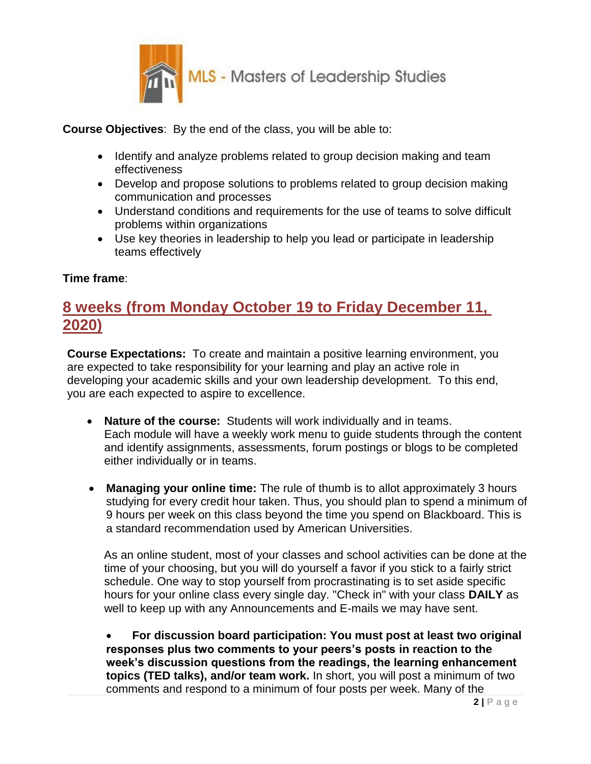MLS - Masters of Leadership Studies

**Course Objectives**: By the end of the class, you will be able to:

- Identify and analyze problems related to group decision making and team effectiveness
- Develop and propose solutions to problems related to group decision making communication and processes
- Understand conditions and requirements for the use of teams to solve difficult problems within organizations
- Use key theories in leadership to help you lead or participate in leadership teams effectively

**Time frame**:

## 8 weeks (from Monday October 19 to Friday December 11, 2020)

**Course Expectations:** To create and maintain a positive learning environment, you are expected to take responsibility for your learning and play an active role in developing your academic skills and your own leadership development. To this end, you are each expected to aspire to excellence.

- **Nature of the course:** Students will work individually and in teams. Each module will have a weekly work menu to guide students through the content and identify assignments, assessments, forum postings or blogs to be completed either individually or in teams.

- **Managing your online time:** The rule of thumb is to allot approximately 3 hours studying for every credit hour taken. Thus, you should plan to spend a minimum of 9 hours per week on this class beyond the time you spend on Blackboard. This is a standard recommendation used by American Universities.

  As an online student, most of your classes and school activities can be done at the time of your choosing, but you will do yourself a favor if you stick to a fairly strict schedule. One way to stop yourself from procrastinating is to set aside specific hours for your online class every single day. "Check in" with your class **DAILY** as well to keep up with any Announcements and E-mails we may have sent.

- **For discussion board participation: You must post at least two original responses plus two comments to your peers's posts in reaction to the week's discussion questions from the readings, the learning enhancement topics (TED talks), and/or team work.** In short, you will post a minimum of two comments and respond to a minimum of four posts per week. Many of the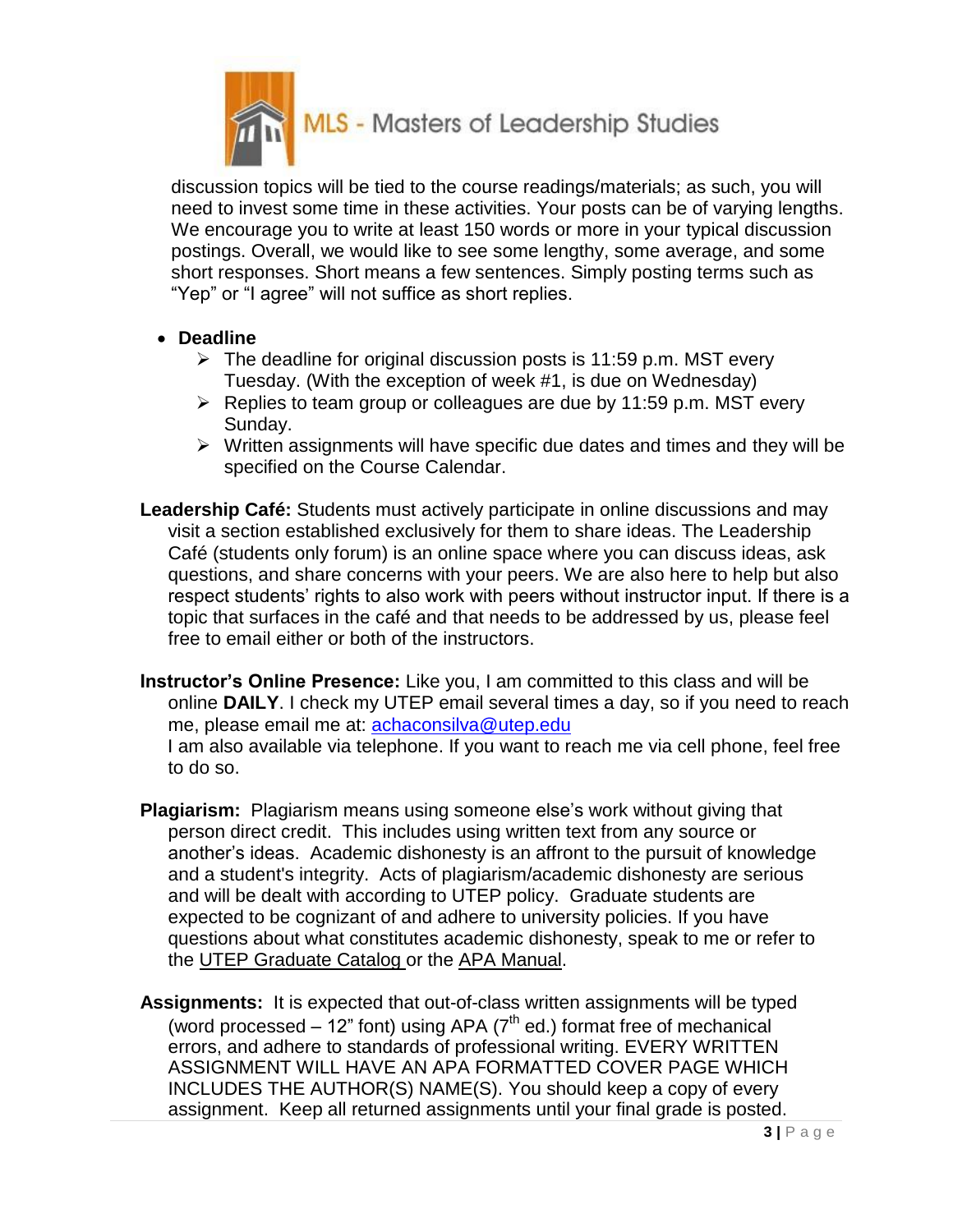discussion topics will be tied to the course readings/materials; as such, you will need to invest some time in these activities. Your posts can be of varying lengths. We encourage you to write at least 150 words or more in your typical discussion postings. Overall, we would like to see some lengthy, some average, and some short responses. Short means a few sentences. Simply posting terms such as "Yep" or "I agree" will not suffice as short replies.

- **Deadline**
  - The deadline for original discussion posts is 11:59 p.m. MST every Tuesday. (With the exception of week #1, is due on Wednesday)
  - Replies to team group or colleagues are due by 11:59 p.m. MST every Sunday.
  - Written assignments will have specific due dates and times and they will be specified on the Course Calendar.

**Leadership Café:** Students must actively participate in online discussions and may visit a section established exclusively for them to share ideas. The Leadership Café (students only forum) is an online space where you can discuss ideas, ask questions, and share concerns with your peers. We are also here to help but also respect students' rights to also work with peers without instructor input. If there is a topic that surfaces in the café and that needs to be addressed by us, please feel free to email either or both of the instructors.

**Instructor's Online Presence:** Like you, I am committed to this class and will be online **DAILY**. I check my UTEP email several times a day, so if you need to reach me, please email me at: achaconsilva@utep.edu
I am also available via telephone. If you want to reach me via cell phone, feel free to do so.

**Plagiarism:** Plagiarism means using someone else's work without giving that person direct credit. This includes using written text from any source or another's ideas. Academic dishonesty is an affront to the pursuit of knowledge and a student's integrity. Acts of plagiarism/academic dishonesty are serious and will be dealt with according to UTEP policy. Graduate students are expected to be cognizant of and adhere to university policies. If you have questions about what constitutes academic dishonesty, speak to me or refer to the UTEP Graduate Catalog or the APA Manual.

**Assignments:** It is expected that out-of-class written assignments will be typed (word processed – 12" font) using APA (7th ed.) format free of mechanical errors, and adhere to standards of professional writing. EVERY WRITTEN ASSIGNMENT WILL HAVE AN APA FORMATTED COVER PAGE WHICH INCLUDES THE AUTHOR(S) NAME(S). You should keep a copy of every assignment. Keep all returned assignments until your final grade is posted.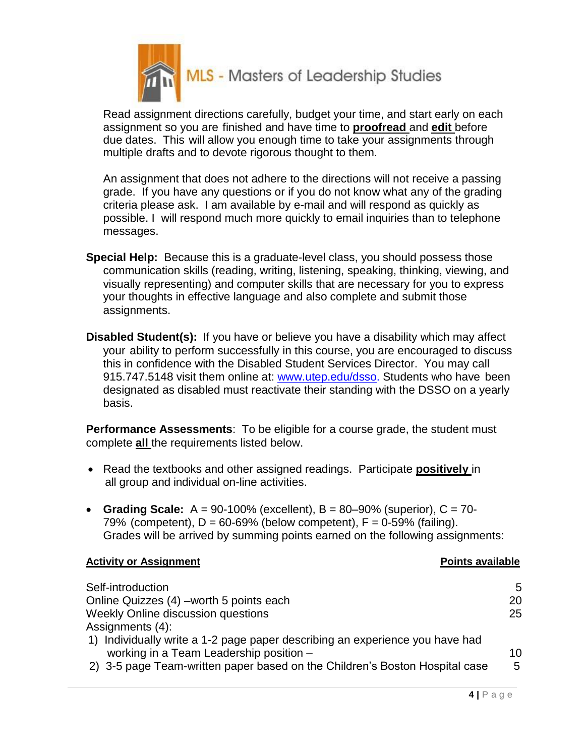Read assignment directions carefully, budget your time, and start early on each assignment so you are finished and have time to **proofread** and **edit** before due dates. This will allow you enough time to take your assignments through multiple drafts and to devote rigorous thought to them.

An assignment that does not adhere to the directions will not receive a passing grade. If you have any questions or if you do not know what any of the grading criteria please ask. I am available by e-mail and will respond as quickly as possible. I will respond much more quickly to email inquiries than to telephone messages.

**Special Help:** Because this is a graduate-level class, you should possess those communication skills (reading, writing, listening, speaking, thinking, viewing, and visually representing) and computer skills that are necessary for you to express your thoughts in effective language and also complete and submit those assignments.

**Disabled Student(s):** If you have or believe you have a disability which may affect your ability to perform successfully in this course, you are encouraged to discuss this in confidence with the Disabled Student Services Director. You may call 915.747.5148 visit them online at: www.utep.edu/dsso. Students who have been designated as disabled must reactivate their standing with the DSSO on a yearly basis.

**Performance Assessments**: To be eligible for a course grade, the student must complete **all** the requirements listed below.

- Read the textbooks and other assigned readings. Participate **positively** in all group and individual on-line activities.
- **Grading Scale:** A = 90-100% (excellent), B = 80–90% (superior), C = 70-79% (competent), D = 60-69% (below competent), F = 0-59% (failing). Grades will be arrived by summing points earned on the following assignments:

| Activity or Assignment | Points available |
|---|---|
| Self-introduction | 5 |
| Online Quizzes (4) –worth 5 points each | 20 |
| Weekly Online discussion questions | 25 |
| Assignments (4): | |
| 1) Individually write a 1-2 page paper describing an experience you have had working in a Team Leadership position – | 10 |
| 2) 3-5 page Team-written paper based on the Children's Boston Hospital case | 5 |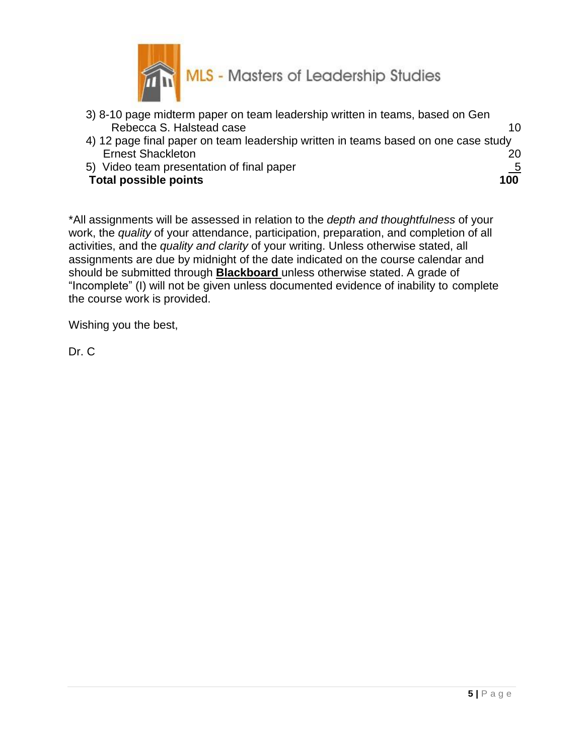| | |
|---|---|
| 3) 8-10 page midterm paper on team leadership written in teams, based on Gen Rebecca S. Halstead case | 10 |
| 4) 12 page final paper on team leadership written in teams based on one case study Ernest Shackleton | 20 |
| 5) Video team presentation of final paper | 5 |
| **Total possible points** | **100** |

*All assignments will be assessed in relation to the *depth and thoughtfulness* of your work, the *quality* of your attendance, participation, preparation, and completion of all activities, and the *quality and clarity* of your writing. Unless otherwise stated, all assignments are due by midnight of the date indicated on the course calendar and should be submitted through **Blackboard** unless otherwise stated. A grade of "Incomplete" (I) will not be given unless documented evidence of inability to complete the course work is provided.

Wishing you the best,

Dr. C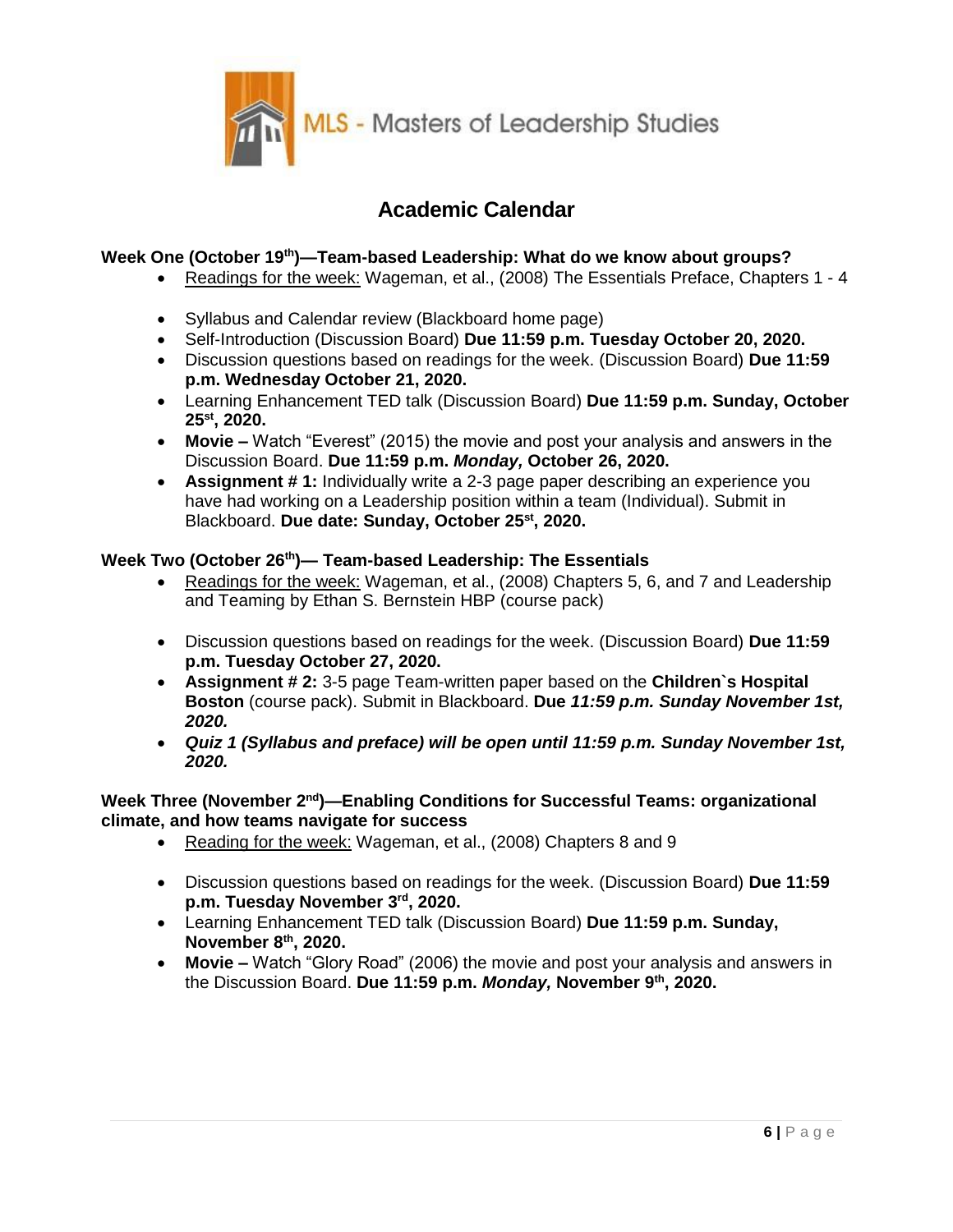MLS - Masters of Leadership Studies

# Academic Calendar

**Week One (October 19th)—Team-based Leadership: What do we know about groups?**

- Readings for the week: Wageman, et al., (2008) The Essentials Preface, Chapters 1 - 4

- Syllabus and Calendar review (Blackboard home page)
- Self-Introduction (Discussion Board) **Due 11:59 p.m. Tuesday October 20, 2020.**
- Discussion questions based on readings for the week. (Discussion Board) **Due 11:59 p.m. Wednesday October 21, 2020.**
- Learning Enhancement TED talk (Discussion Board) **Due 11:59 p.m. Sunday, October 25st, 2020.**
- **Movie –** Watch "Everest" (2015) the movie and post your analysis and answers in the Discussion Board. **Due 11:59 p.m. *Monday,* October 26, 2020.**
- **Assignment # 1:** Individually write a 2-3 page paper describing an experience you have had working on a Leadership position within a team (Individual). Submit in Blackboard. **Due date: Sunday, October 25st, 2020.**

**Week Two (October 26th)— Team-based Leadership: The Essentials**

- Readings for the week: Wageman, et al., (2008) Chapters 5, 6, and 7 and Leadership and Teaming by Ethan S. Bernstein HBP (course pack)

- Discussion questions based on readings for the week. (Discussion Board) **Due 11:59 p.m. Tuesday October 27, 2020.**
- **Assignment # 2:** 3-5 page Team-written paper based on the **Children`s Hospital Boston** (course pack). Submit in Blackboard. **Due *11:59 p.m. Sunday November 1st, 2020.***
- ***Quiz 1 (Syllabus and preface) will be open until 11:59 p.m. Sunday November 1st, 2020.***

**Week Three (November 2nd)—Enabling Conditions for Successful Teams: organizational climate, and how teams navigate for success**

- Reading for the week: Wageman, et al., (2008) Chapters 8 and 9

- Discussion questions based on readings for the week. (Discussion Board) **Due 11:59 p.m. Tuesday November 3rd, 2020.**
- Learning Enhancement TED talk (Discussion Board) **Due 11:59 p.m. Sunday, November 8th, 2020.**
- **Movie –** Watch "Glory Road" (2006) the movie and post your analysis and answers in the Discussion Board. **Due 11:59 p.m. *Monday,* November 9th, 2020.**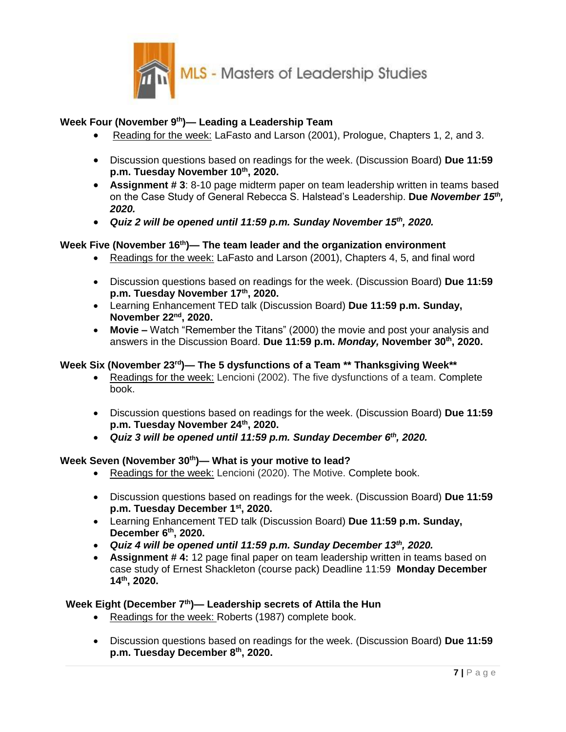### Week Four (November 9th)— Leading a Leadership Team

- Reading for the week: LaFasto and Larson (2001), Prologue, Chapters 1, 2, and 3.

- Discussion questions based on readings for the week. (Discussion Board) **Due 11:59 p.m. Tuesday November 10th, 2020.**
- **Assignment # 3**: 8-10 page midterm paper on team leadership written in teams based on the Case Study of General Rebecca S. Halstead's Leadership. **Due *November 15th, 2020.***
- ***Quiz 2 will be opened until 11:59 p.m. Sunday November 15th, 2020.***

### Week Five (November 16th)— The team leader and the organization environment

- Readings for the week: LaFasto and Larson (2001), Chapters 4, 5, and final word

- Discussion questions based on readings for the week. (Discussion Board) **Due 11:59 p.m. Tuesday November 17th, 2020.**
- Learning Enhancement TED talk (Discussion Board) **Due 11:59 p.m. Sunday, November 22nd, 2020.**
- **Movie –** Watch "Remember the Titans" (2000) the movie and post your analysis and answers in the Discussion Board. **Due 11:59 p.m. *Monday,* November 30th, 2020.**

### Week Six (November 23rd)— The 5 dysfunctions of a Team ** Thanksgiving Week**

- Readings for the week: Lencioni (2002). The five dysfunctions of a team. Complete book.

- Discussion questions based on readings for the week. (Discussion Board) **Due 11:59 p.m. Tuesday November 24th, 2020.**
- ***Quiz 3 will be opened until 11:59 p.m. Sunday December 6th, 2020.***

### Week Seven (November 30th)— What is your motive to lead?

- Readings for the week: Lencioni (2020). The Motive. Complete book.

- Discussion questions based on readings for the week. (Discussion Board) **Due 11:59 p.m. Tuesday December 1st, 2020.**
- Learning Enhancement TED talk (Discussion Board) **Due 11:59 p.m. Sunday, December 6th, 2020.**
- ***Quiz 4 will be opened until 11:59 p.m. Sunday December 13th, 2020.***
- **Assignment # 4:** 12 page final paper on team leadership written in teams based on case study of Ernest Shackleton (course pack) Deadline 11:59 **Monday December 14th, 2020.**

### Week Eight (December 7th)— Leadership secrets of Attila the Hun

- Readings for the week: Roberts (1987) complete book.

- Discussion questions based on readings for the week. (Discussion Board) **Due 11:59 p.m. Tuesday December 8th, 2020.**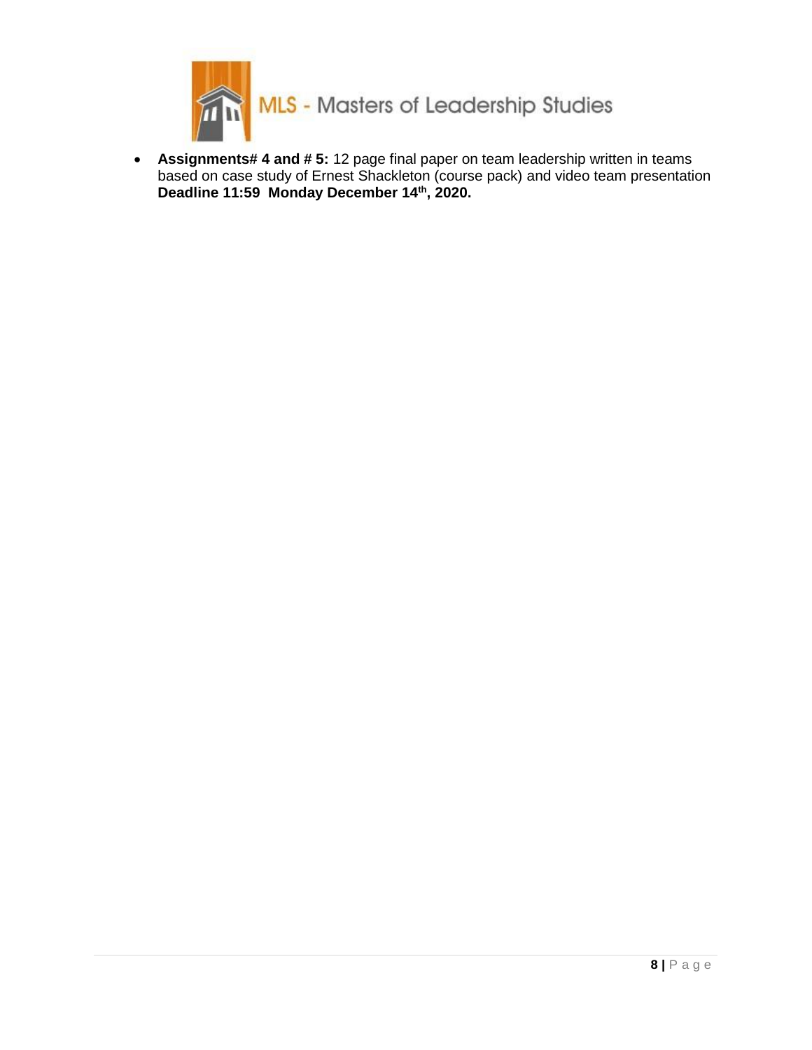- **Assignments# 4 and # 5:** 12 page final paper on team leadership written in teams based on case study of Ernest Shackleton (course pack) and video team presentation **Deadline 11:59 Monday December 14th, 2020.**